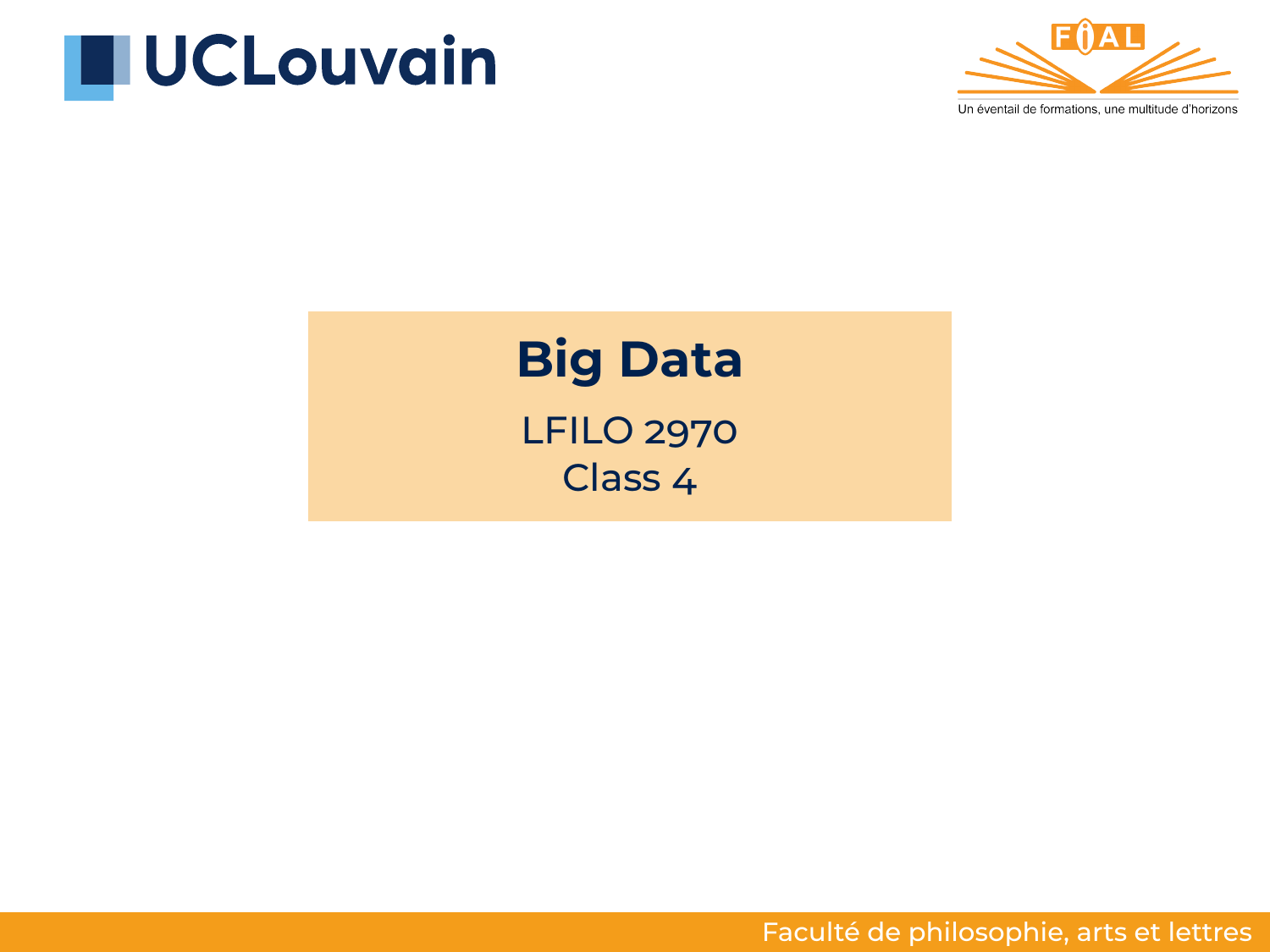UCLouvain

FIAL — Un éventail de formations, une multitude d'horizons

# Big Data

LFILO 2970

Class 4

Faculté de philosophie, arts et lettres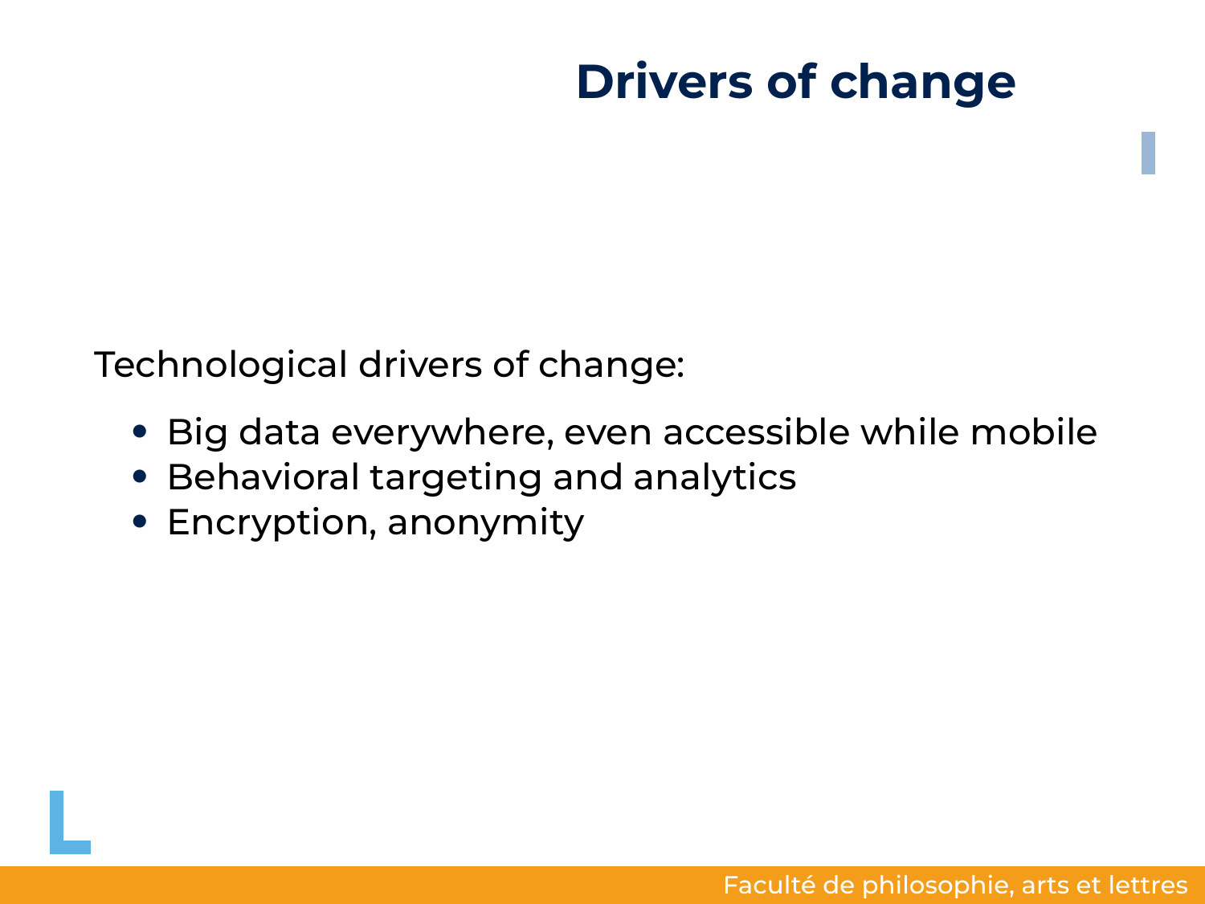# Drivers of change

Technological drivers of change:

- Big data everywhere, even accessible while mobile
- Behavioral targeting and analytics
- Encryption, anonymity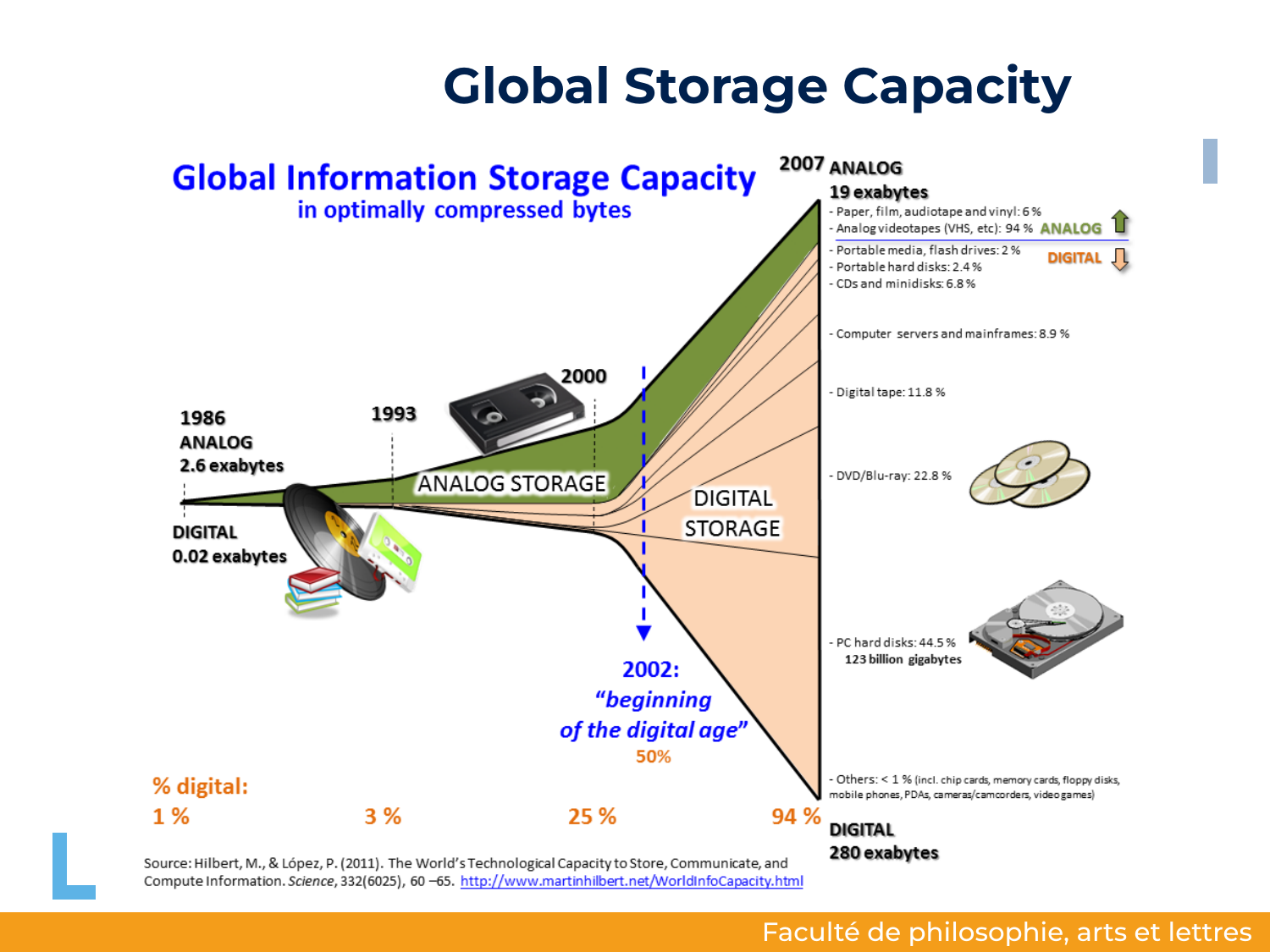# Global Storage Capacity

## Global Information Storage Capacity

in optimally compressed bytes

**1986**
**ANALOG**
**2.6 exabytes**

**DIGITAL**
**0.02 exabytes**

**1993**

**2000**

ANALOG STORAGE

DIGITAL STORAGE

**2002:**
***"beginning of the digital age"***
50%

**2007 ANALOG**
**19 exabytes**

- Paper, film, audiotape and vinyl: 6 %
- Analog videotapes (VHS, etc): 94 %

ANALOG ⇧

- Portable media, flash drives: 2 %
- Portable hard disks: 2.4 %
- CDs and minidisks: 6.8 %

DIGITAL ⇩

- Computer servers and mainframes: 8.9 %
- Digital tape: 11.8 %
- DVD/Blu-ray: 22.8 %
- PC hard disks: 44.5 %
  123 billion gigabytes
- Others: < 1 % (incl. chip cards, memory cards, floppy disks, mobile phones, PDAs, cameras/camcorders, video games)

**DIGITAL**
**280 exabytes**

**% digital:**

| 1986 | 1993 | 2000 | 2007 |
|---|---|---|---|
| 1 % | 3 % | 25 % | 94 % |

Source: Hilbert, M., & López, P. (2011). The World's Technological Capacity to Store, Communicate, and Compute Information. *Science*, 332(6025), 60 –65. [http://www.martinhilbert.net/WorldInfoCapacity.html](http://www.martinhilbert.net/WorldInfoCapacity.html)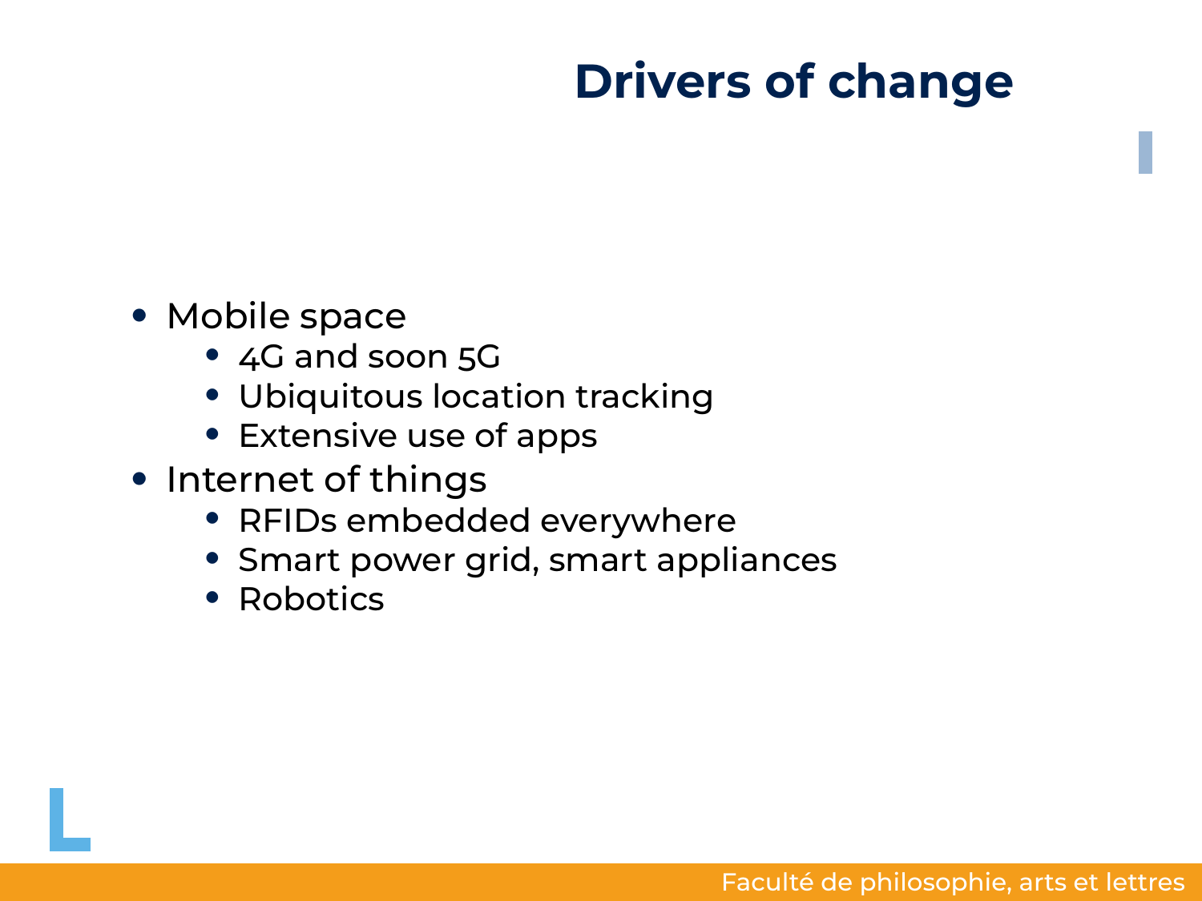# Drivers of change

- Mobile space
  - 4G and soon 5G
  - Ubiquitous location tracking
  - Extensive use of apps
- Internet of things
  - RFIDs embedded everywhere
  - Smart power grid, smart appliances
  - Robotics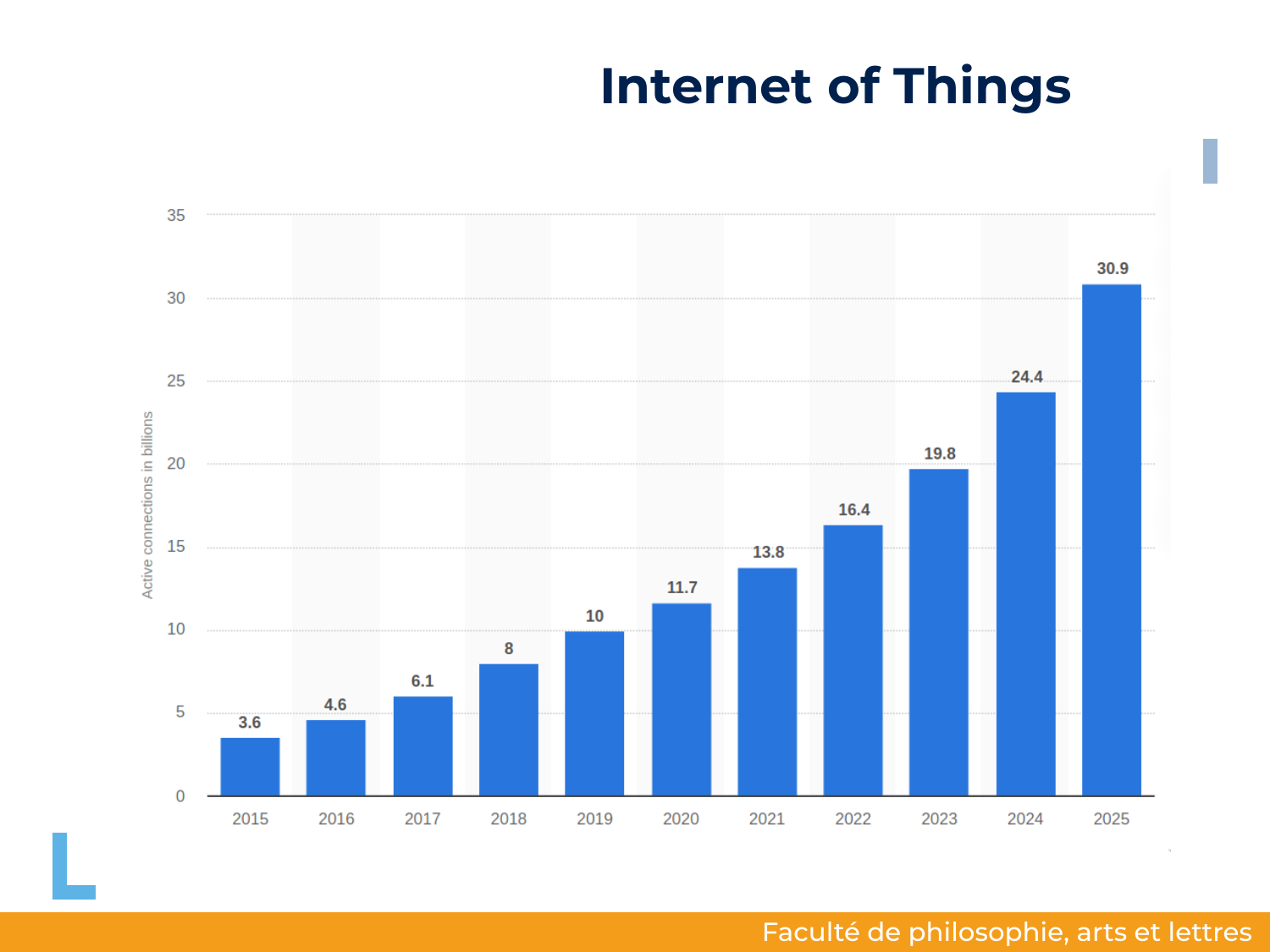# Internet of Things

| Year | Active connections in billions |
|---|---|
| 2015 | 3.6 |
| 2016 | 4.6 |
| 2017 | 6.1 |
| 2018 | 8 |
| 2019 | 10 |
| 2020 | 11.7 |
| 2021 | 13.8 |
| 2022 | 16.4 |
| 2023 | 19.8 |
| 2024 | 24.4 |
| 2025 | 30.9 |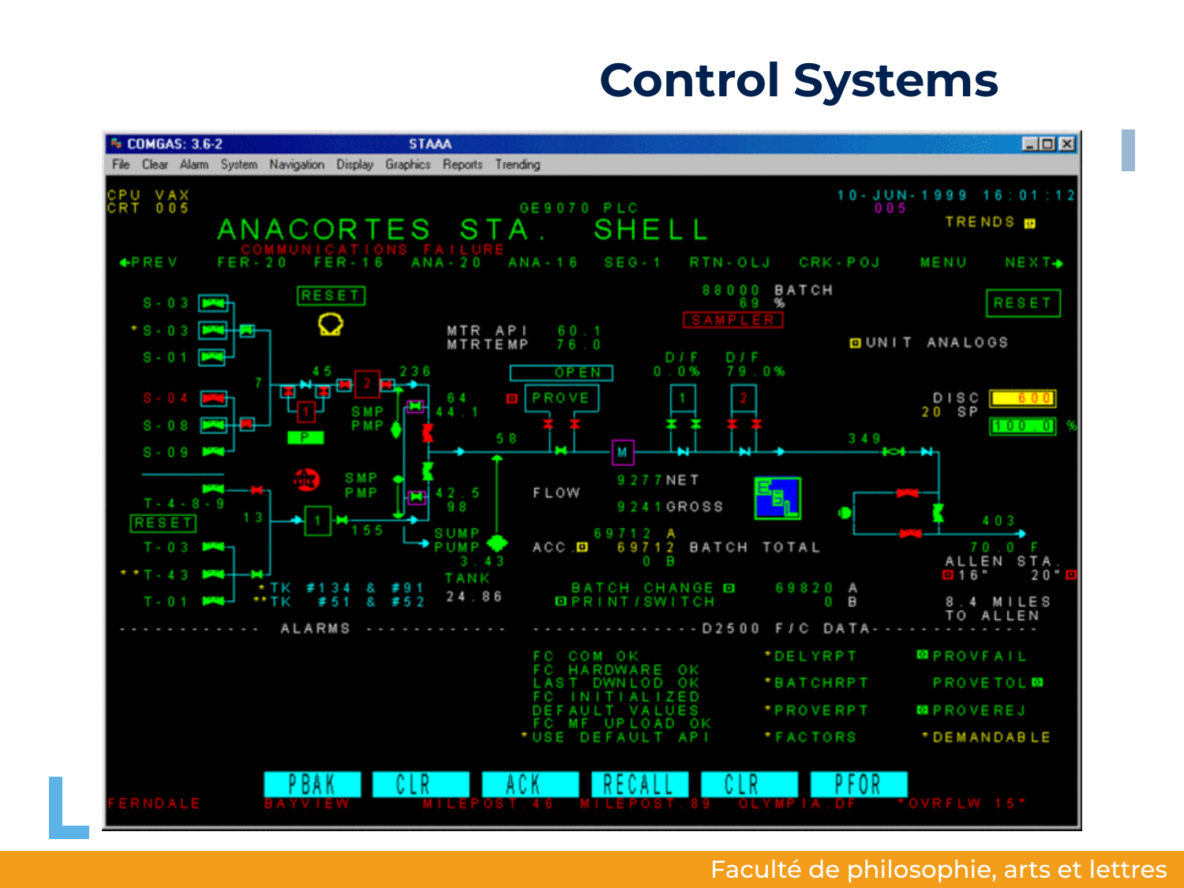# Control Systems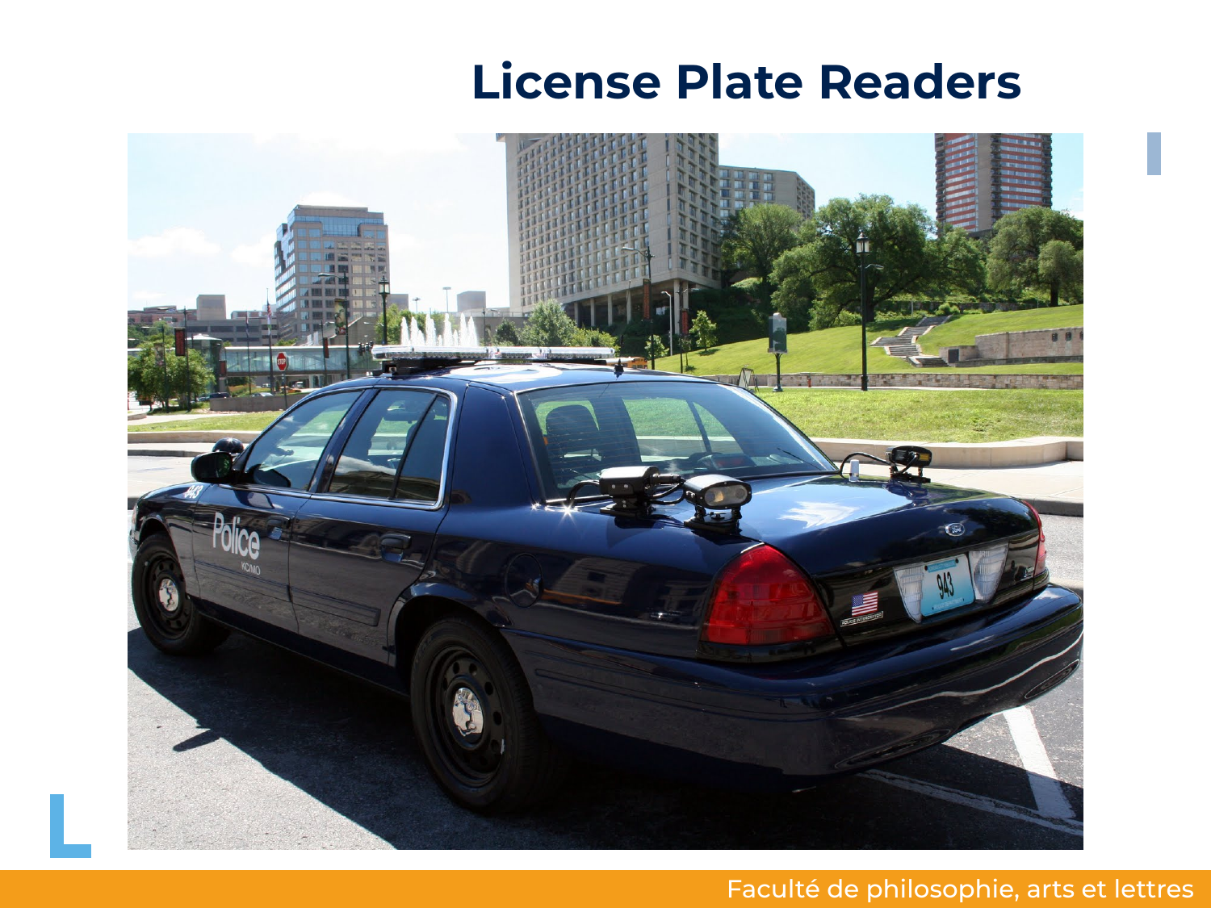# License Plate Readers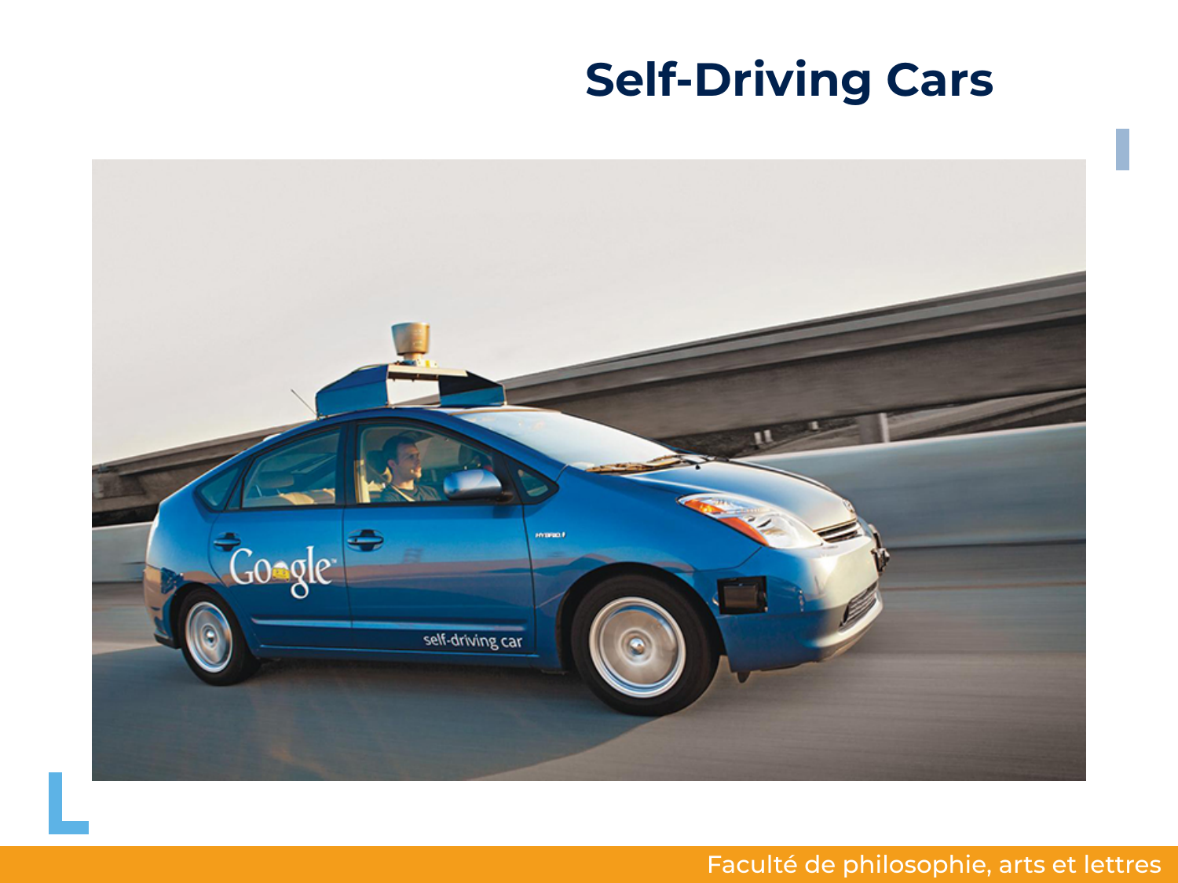# Self-Driving Cars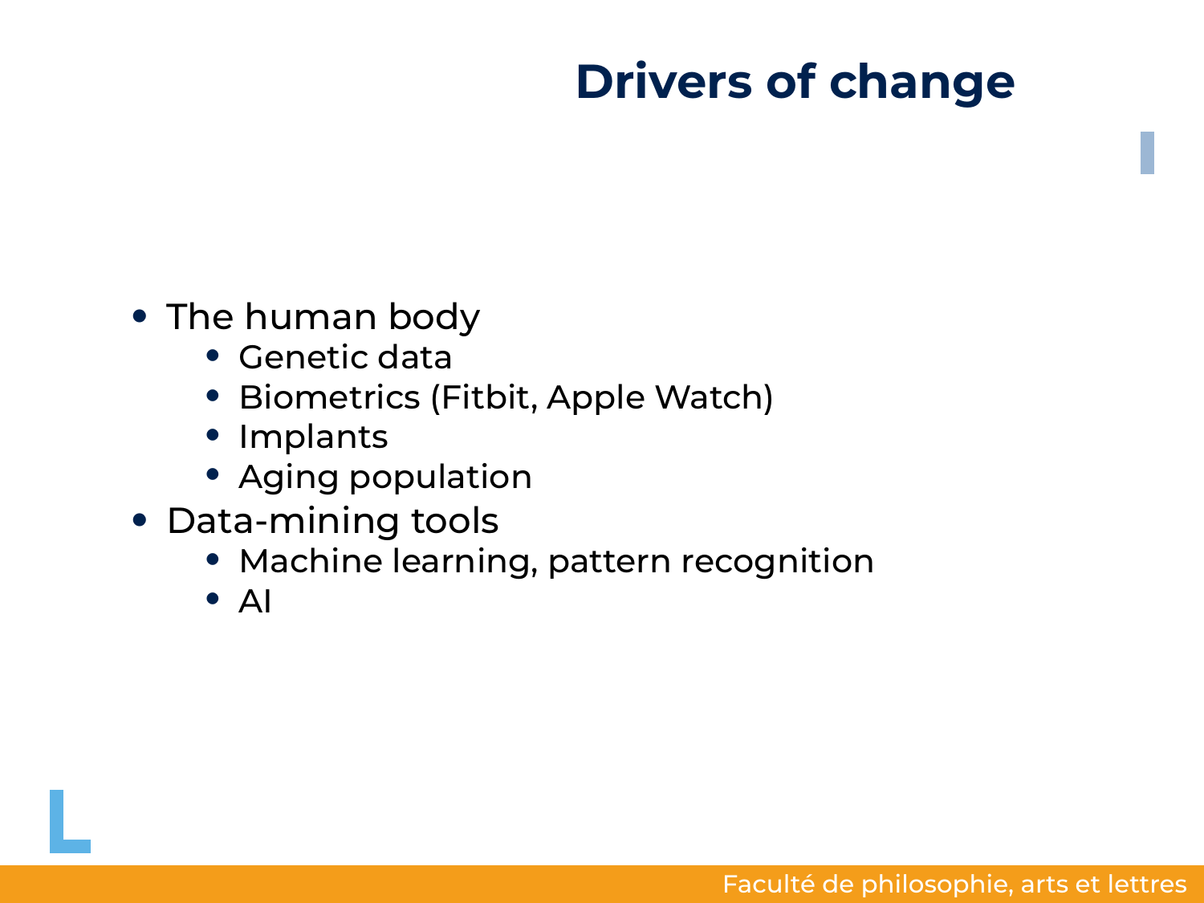# Drivers of change

- The human body
  - Genetic data
  - Biometrics (Fitbit, Apple Watch)
  - Implants
  - Aging population
- Data-mining tools
  - Machine learning, pattern recognition
  - AI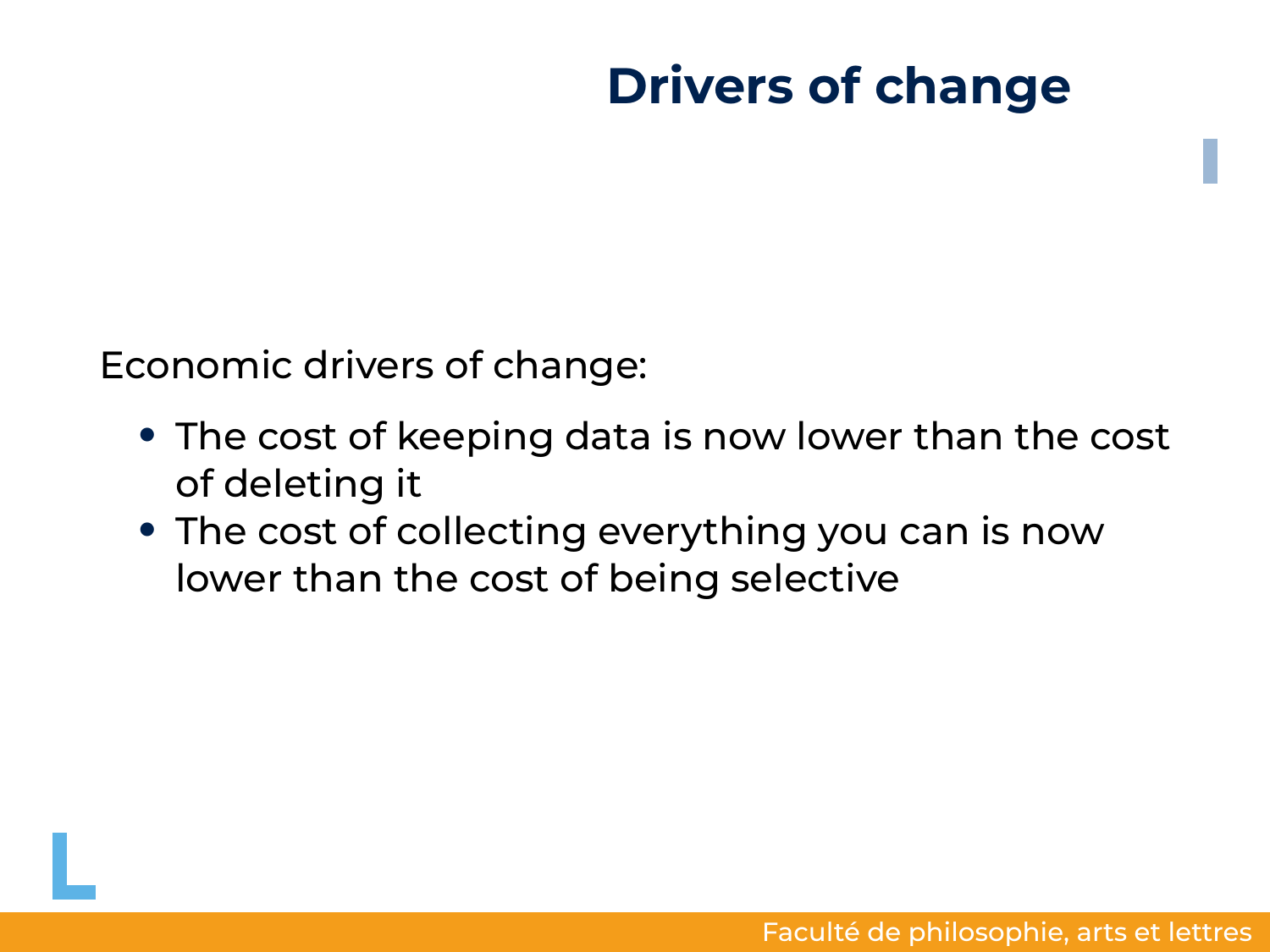# Drivers of change

Economic drivers of change:

- The cost of keeping data is now lower than the cost of deleting it
- The cost of collecting everything you can is now lower than the cost of being selective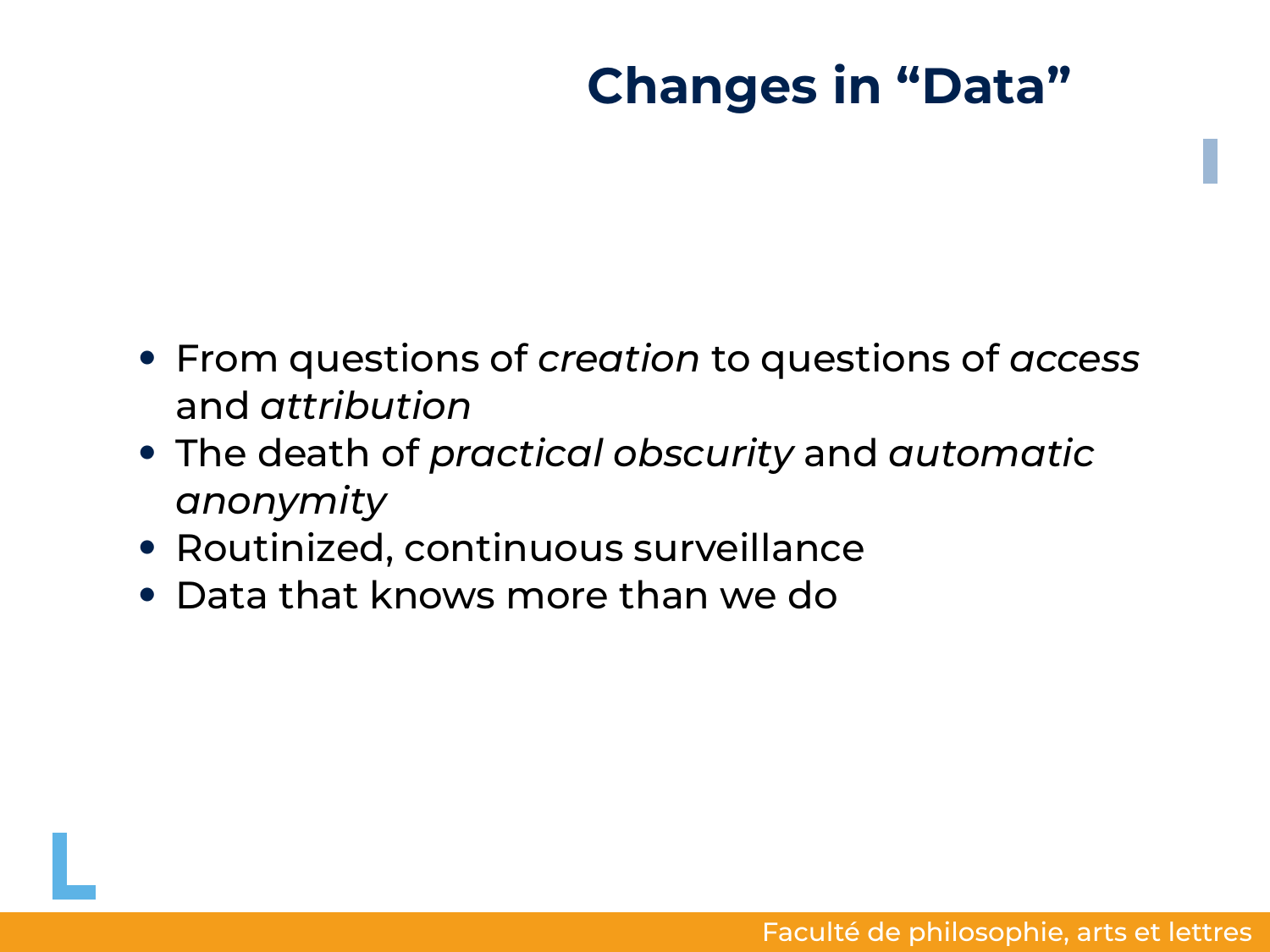# Changes in "Data"

- From questions of *creation* to questions of *access* and *attribution*
- The death of *practical obscurity* and *automatic anonymity*
- Routinized, continuous surveillance
- Data that knows more than we do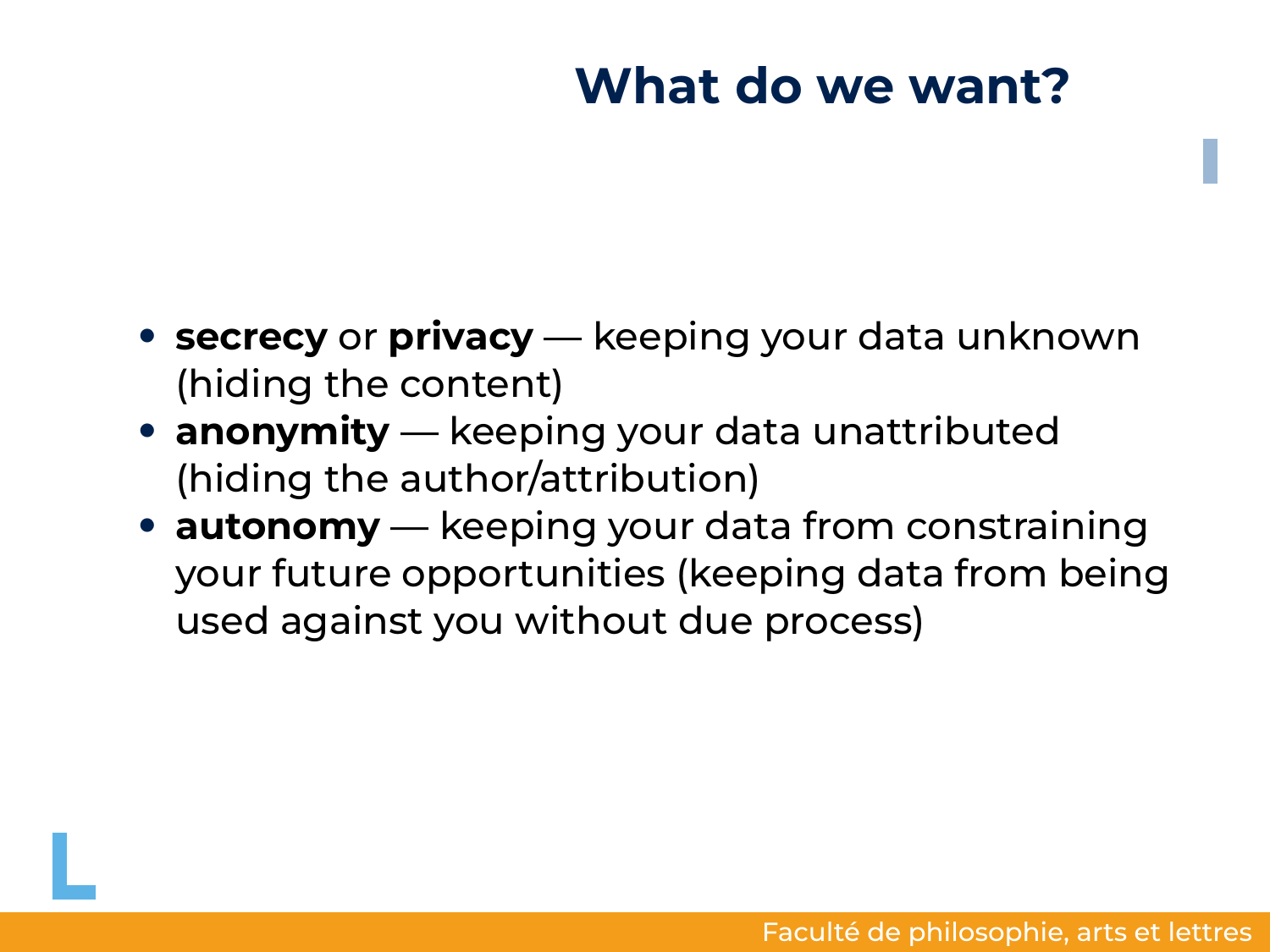# What do we want?

- **secrecy** or **privacy** — keeping your data unknown (hiding the content)
- **anonymity** — keeping your data unattributed (hiding the author/attribution)
- **autonomy** — keeping your data from constraining your future opportunities (keeping data from being used against you without due process)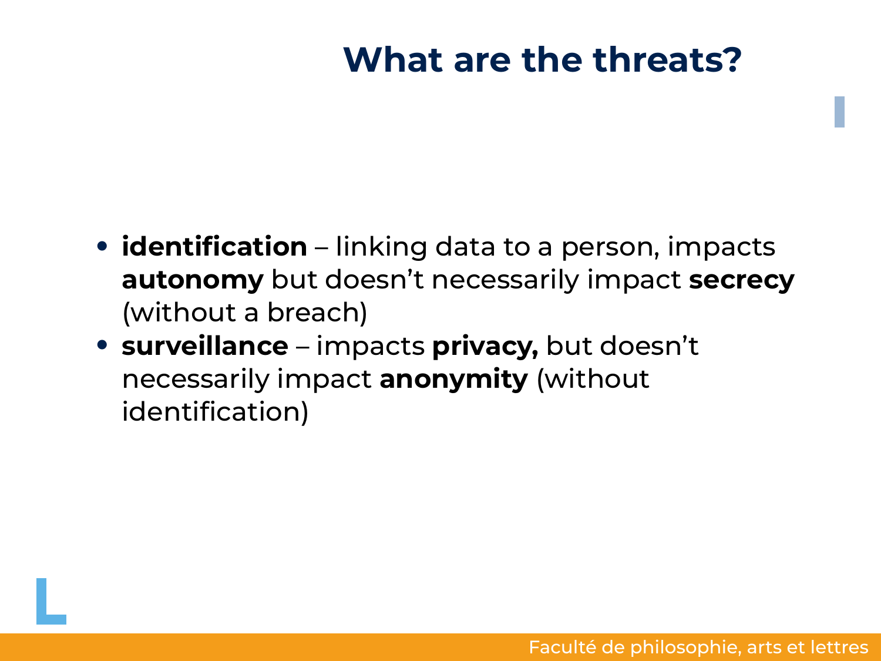# What are the threats?

- **identification** – linking data to a person, impacts **autonomy** but doesn't necessarily impact **secrecy** (without a breach)
- **surveillance** – impacts **privacy,** but doesn't necessarily impact **anonymity** (without identification)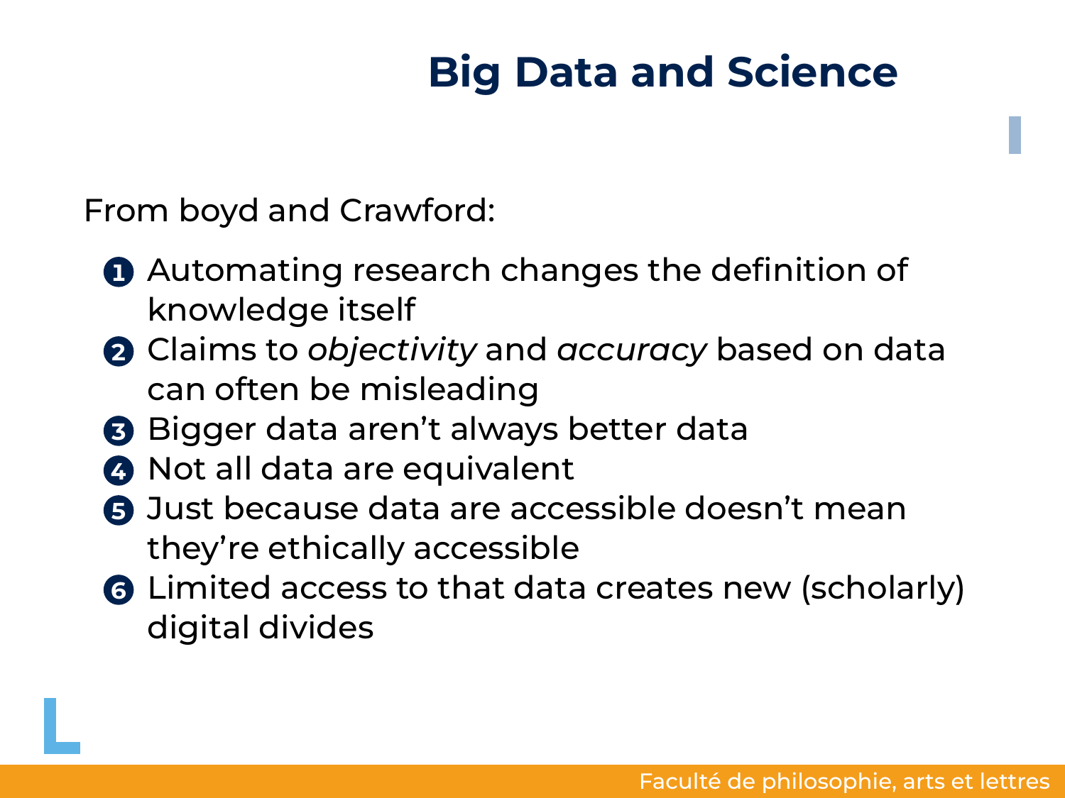# Big Data and Science

From boyd and Crawford:

1. Automating research changes the definition of knowledge itself
2. Claims to *objectivity* and *accuracy* based on data can often be misleading
3. Bigger data aren't always better data
4. Not all data are equivalent
5. Just because data are accessible doesn't mean they're ethically accessible
6. Limited access to that data creates new (scholarly) digital divides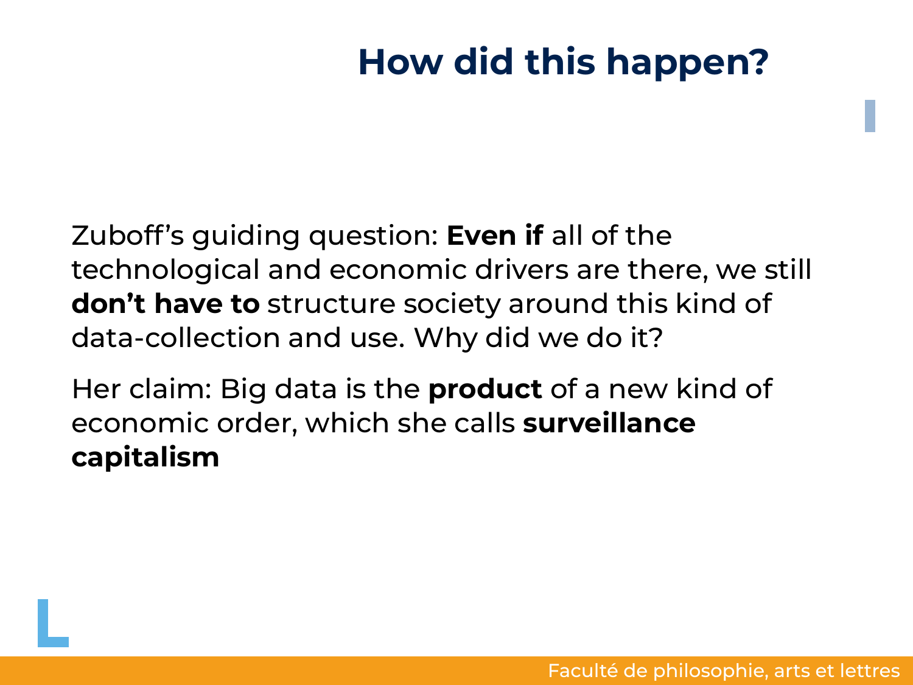# How did this happen?

Zuboff's guiding question: **Even if** all of the technological and economic drivers are there, we still **don't have to** structure society around this kind of data-collection and use. Why did we do it?

Her claim: Big data is the **product** of a new kind of economic order, which she calls **surveillance capitalism**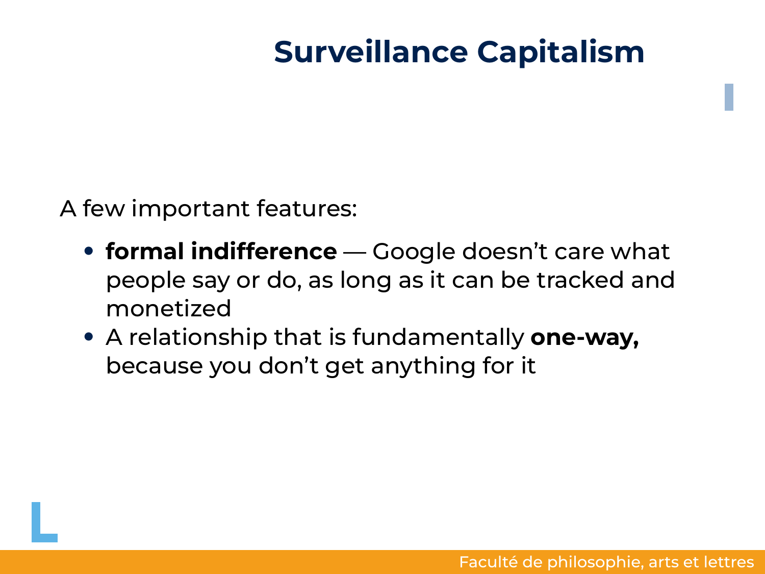# Surveillance Capitalism

A few important features:

- **formal indifference** — Google doesn't care what people say or do, as long as it can be tracked and monetized
- A relationship that is fundamentally **one-way,** because you don't get anything for it